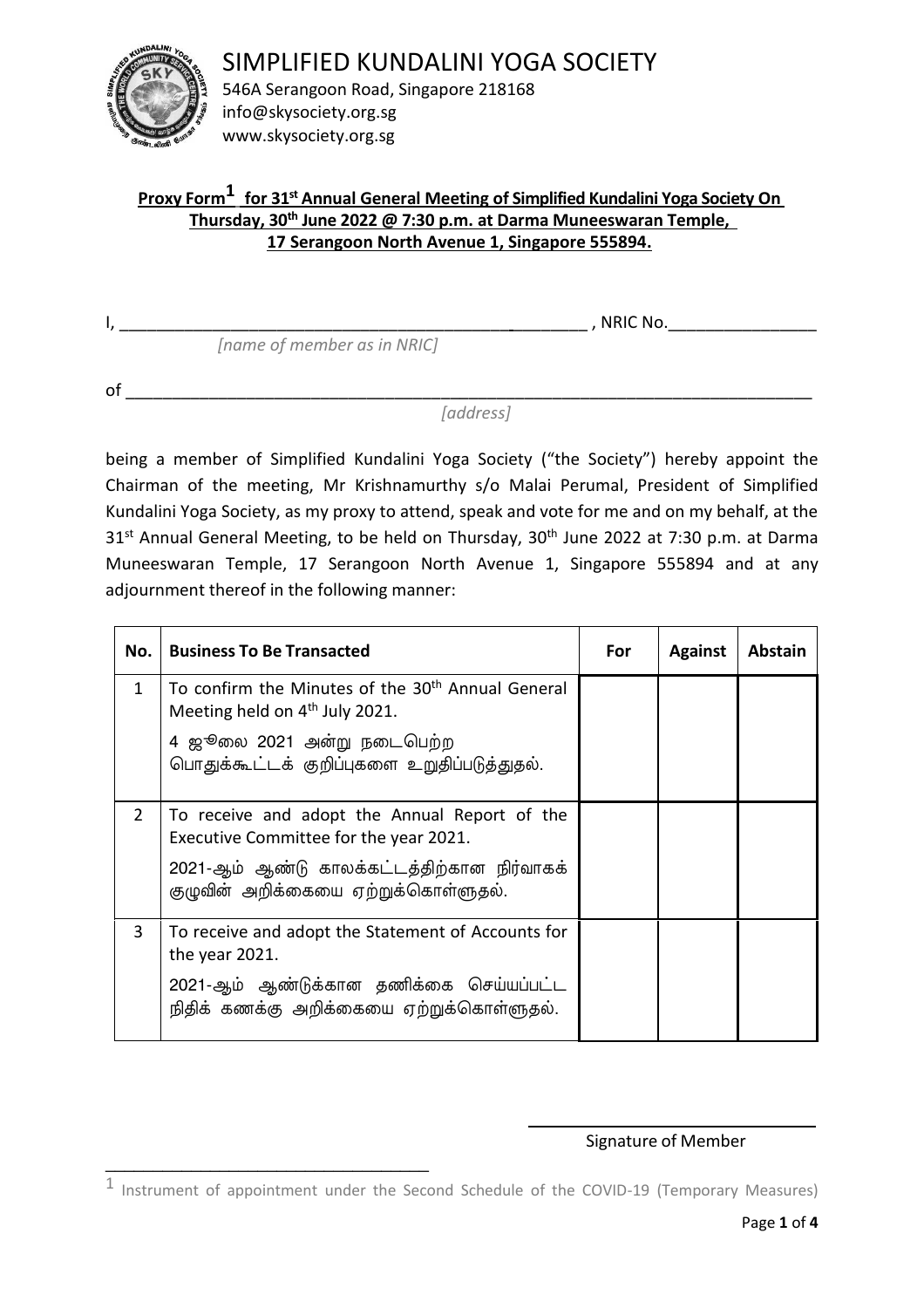# SIMPLIFIED KUNDALINI YOGA SOCIETY

546A Serangoon Road, Singapore 218168
info@skysociety.org.sg
www.skysociety.org.sg

**Proxy Form[1] for 31st Annual General Meeting of Simplified Kundalini Yoga Society On Thursday, 30th June 2022 @ 7:30 p.m. at Darma Muneeswaran Temple, 17 Serangoon North Avenue 1, Singapore 555894.**

I, _____________________________________________________ , NRIC No.________________
*[name of member as in NRIC]*

of ____________________________________________________________________________
*[address]*

being a member of Simplified Kundalini Yoga Society ("the Society") hereby appoint the Chairman of the meeting, Mr Krishnamurthy s/o Malai Perumal, President of Simplified Kundalini Yoga Society, as my proxy to attend, speak and vote for me and on my behalf, at the 31st Annual General Meeting, to be held on Thursday, 30th June 2022 at 7:30 p.m. at Darma Muneeswaran Temple, 17 Serangoon North Avenue 1, Singapore 555894 and at any adjournment thereof in the following manner:

| No. | Business To Be Transacted | For | Against | Abstain |
|---|---|---|---|---|
| 1 | To confirm the Minutes of the 30th Annual General Meeting held on 4th July 2021.<br>4 ஜூலை 2021 அன்று நடைபெற்ற பொதுக்கூட்டக் குறிப்புகளை உறுதிப்படுத்துதல். | | | |
| 2 | To receive and adopt the Annual Report of the Executive Committee for the year 2021.<br>2021-ஆம் ஆண்டு காலக்கட்டத்திற்கான நிர்வாகக் குழுவின் அறிக்கையை ஏற்றுக்கொள்ளுதல். | | | |
| 3 | To receive and adopt the Statement of Accounts for the year 2021.<br>2021-ஆம் ஆண்டுக்கான தணிக்கை செய்யப்பட்ட நிதிக் கணக்கு அறிக்கையை ஏற்றுக்கொள்ளுதல். | | | |

Signature of Member

[1] Instrument of appointment under the Second Schedule of the COVID-19 (Temporary Measures)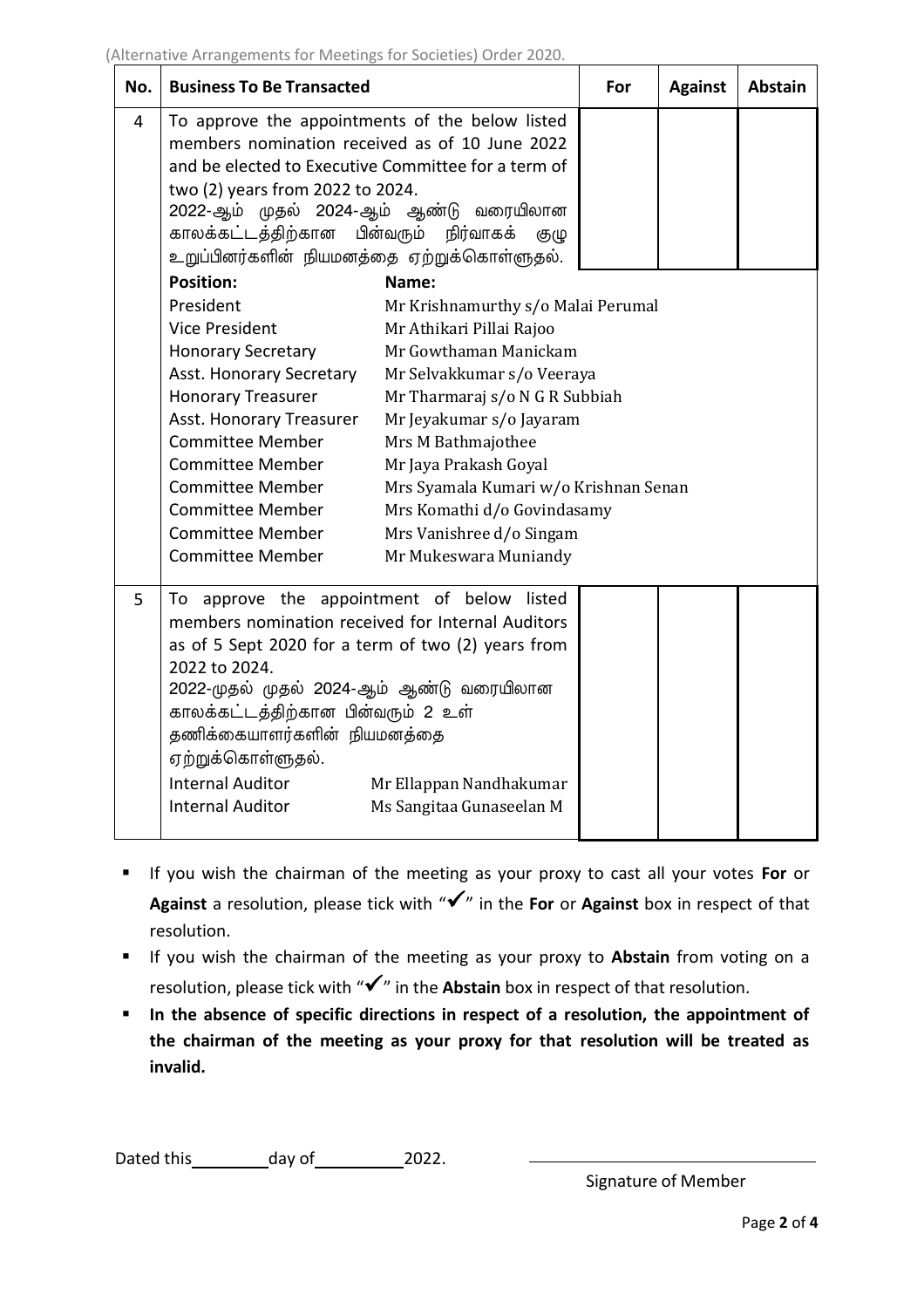(Alternative Arrangements for Meetings for Societies) Order 2020.

| No. | Business To Be Transacted | For | Against | Abstain |
|---|---|---|---|---|
| 4 | To approve the appointments of the below listed members nomination received as of 10 June 2022 and be elected to Executive Committee for a term of two (2) years from 2022 to 2024.<br>2022-ஆம் முதல் 2024-ஆம் ஆண்டு வரையிலான காலக்கட்டத்திற்கான பின்வரும் நிர்வாகக் குழு உறுப்பினர்களின் நியமனத்தை ஏற்றுக்கொள்ளுதல்.<br>**Position:** / **Name:**<br>President – Mr Krishnamurthy s/o Malai Perumal<br>Vice President – Mr Athikari Pillai Rajoo<br>Honorary Secretary – Mr Gowthaman Manickam<br>Asst. Honorary Secretary – Mr Selvakkumar s/o Veeraya<br>Honorary Treasurer – Mr Tharmaraj s/o N G R Subbiah<br>Asst. Honorary Treasurer – Mr Jeyakumar s/o Jayaram<br>Committee Member – Mrs M Bathmajothee<br>Committee Member – Mr Jaya Prakash Goyal<br>Committee Member – Mrs Syamala Kumari w/o Krishnan Senan<br>Committee Member – Mrs Komathi d/o Govindasamy<br>Committee Member – Mrs Vanishree d/o Singam<br>Committee Member – Mr Mukeswara Muniandy | | | |
| 5 | To approve the appointment of below listed members nomination received for Internal Auditors as of 5 Sept 2020 for a term of two (2) years from 2022 to 2024.<br>2022-முதல் முதல் 2024-ஆம் ஆண்டு வரையிலான காலக்கட்டத்திற்கான பின்வரும் 2 உள் தணிக்கையாளர்களின் நியமனத்தை ஏற்றுக்கொள்ளுதல்.<br>Internal Auditor – Mr Ellappan Nandhakumar<br>Internal Auditor – Ms Sangitaa Gunaseelan M | | | |

- If you wish the chairman of the meeting as your proxy to cast all your votes **For** or **Against** a resolution, please tick with "✔" in the **For** or **Against** box in respect of that resolution.
- If you wish the chairman of the meeting as your proxy to **Abstain** from voting on a resolution, please tick with "✔" in the **Abstain** box in respect of that resolution.
- **In the absence of specific directions in respect of a resolution, the appointment of the chairman of the meeting as your proxy for that resolution will be treated as invalid.**

Dated this ________ day of __________ 2022.

______________________________
Signature of Member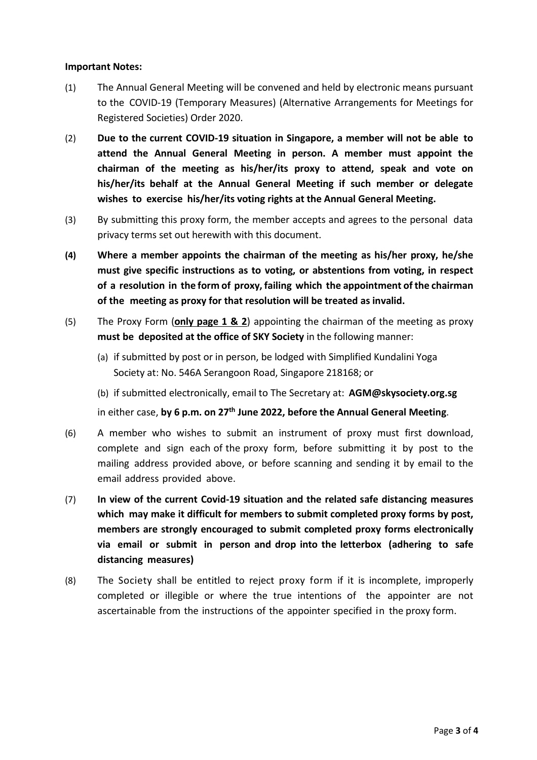**Important Notes:**

(1) The Annual General Meeting will be convened and held by electronic means pursuant to the COVID-19 (Temporary Measures) (Alternative Arrangements for Meetings for Registered Societies) Order 2020.

(2) **Due to the current COVID-19 situation in Singapore, a member will not be able to attend the Annual General Meeting in person. A member must appoint the chairman of the meeting as his/her/its proxy to attend, speak and vote on his/her/its behalf at the Annual General Meeting if such member or delegate wishes to exercise his/her/its voting rights at the Annual General Meeting.**

(3) By submitting this proxy form, the member accepts and agrees to the personal data privacy terms set out herewith with this document.

**(4) Where a member appoints the chairman of the meeting as his/her proxy, he/she must give specific instructions as to voting, or abstentions from voting, in respect of a resolution in the form of proxy, failing which the appointment of the chairman of the meeting as proxy for that resolution will be treated as invalid.**

(5) The Proxy Form (**only page 1 & 2**) appointing the chairman of the meeting as proxy **must be deposited at the office of SKY Society** in the following manner:

(a) if submitted by post or in person, be lodged with Simplified Kundalini Yoga Society at: No. 546A Serangoon Road, Singapore 218168; or

(b) if submitted electronically, email to The Secretary at: **AGM@skysociety.org.sg**

in either case, **by 6 p.m. on 27th June 2022, before the Annual General Meeting**.

(6) A member who wishes to submit an instrument of proxy must first download, complete and sign each of the proxy form, before submitting it by post to the mailing address provided above, or before scanning and sending it by email to the email address provided above.

(7) **In view of the current Covid-19 situation and the related safe distancing measures which may make it difficult for members to submit completed proxy forms by post, members are strongly encouraged to submit completed proxy forms electronically via email or submit in person and drop into the letterbox (adhering to safe distancing measures)**

(8) The Society shall be entitled to reject proxy form if it is incomplete, improperly completed or illegible or where the true intentions of the appointer are not ascertainable from the instructions of the appointer specified in the proxy form.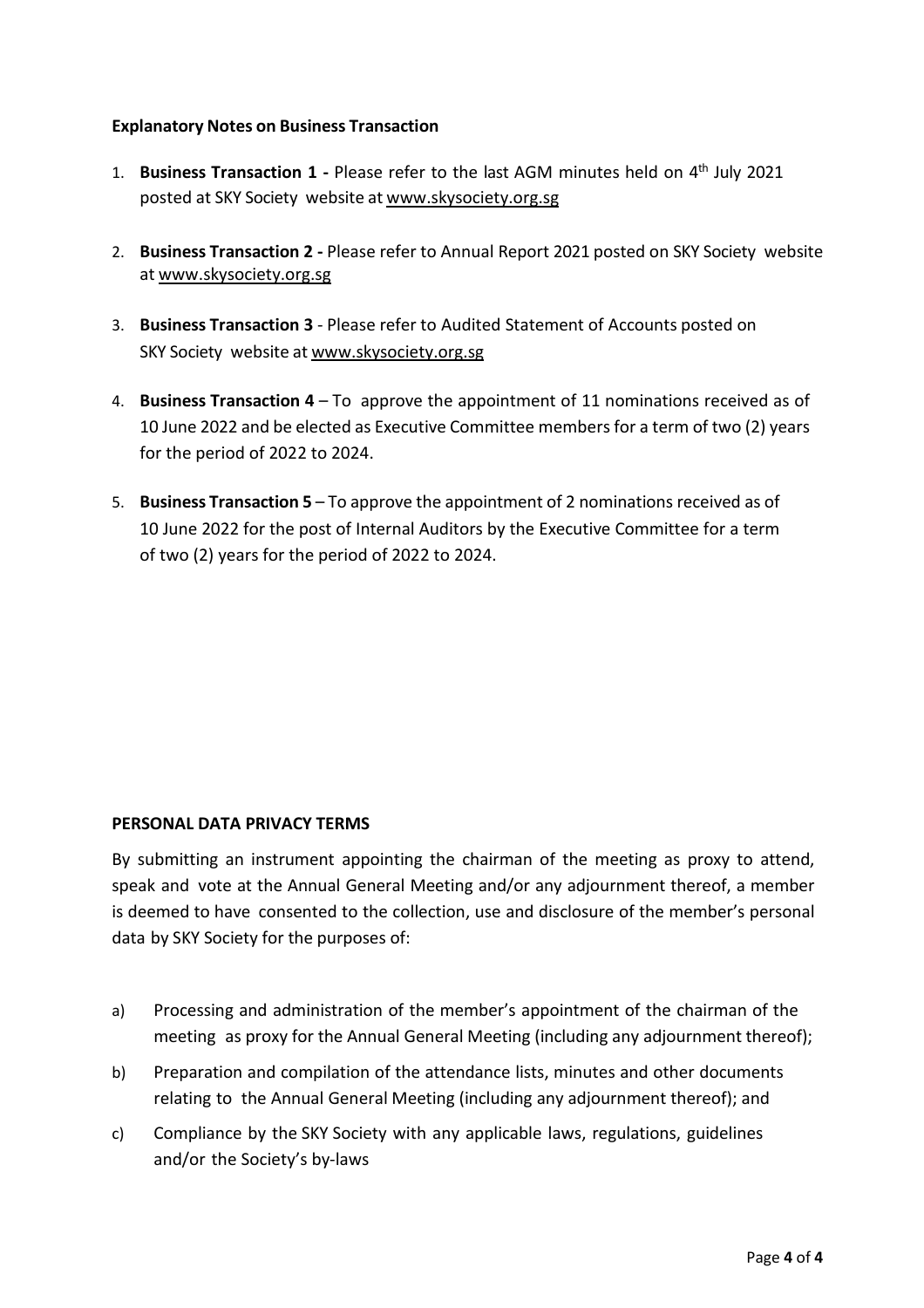**Explanatory Notes on Business Transaction**

1. **Business Transaction 1 -** Please refer to the last AGM minutes held on 4th July 2021 posted at SKY Society website at www.skysociety.org.sg

2. **Business Transaction 2 -** Please refer to Annual Report 2021 posted on SKY Society website at www.skysociety.org.sg

3. **Business Transaction 3** - Please refer to Audited Statement of Accounts posted on SKY Society website at www.skysociety.org.sg

4. **Business Transaction 4** – To approve the appointment of 11 nominations received as of 10 June 2022 and be elected as Executive Committee members for a term of two (2) years for the period of 2022 to 2024.

5. **Business Transaction 5** – To approve the appointment of 2 nominations received as of 10 June 2022 for the post of Internal Auditors by the Executive Committee for a term of two (2) years for the period of 2022 to 2024.

**PERSONAL DATA PRIVACY TERMS**

By submitting an instrument appointing the chairman of the meeting as proxy to attend, speak and vote at the Annual General Meeting and/or any adjournment thereof, a member is deemed to have consented to the collection, use and disclosure of the member's personal data by SKY Society for the purposes of:

a) Processing and administration of the member's appointment of the chairman of the meeting as proxy for the Annual General Meeting (including any adjournment thereof);

b) Preparation and compilation of the attendance lists, minutes and other documents relating to the Annual General Meeting (including any adjournment thereof); and

c) Compliance by the SKY Society with any applicable laws, regulations, guidelines and/or the Society's by-laws